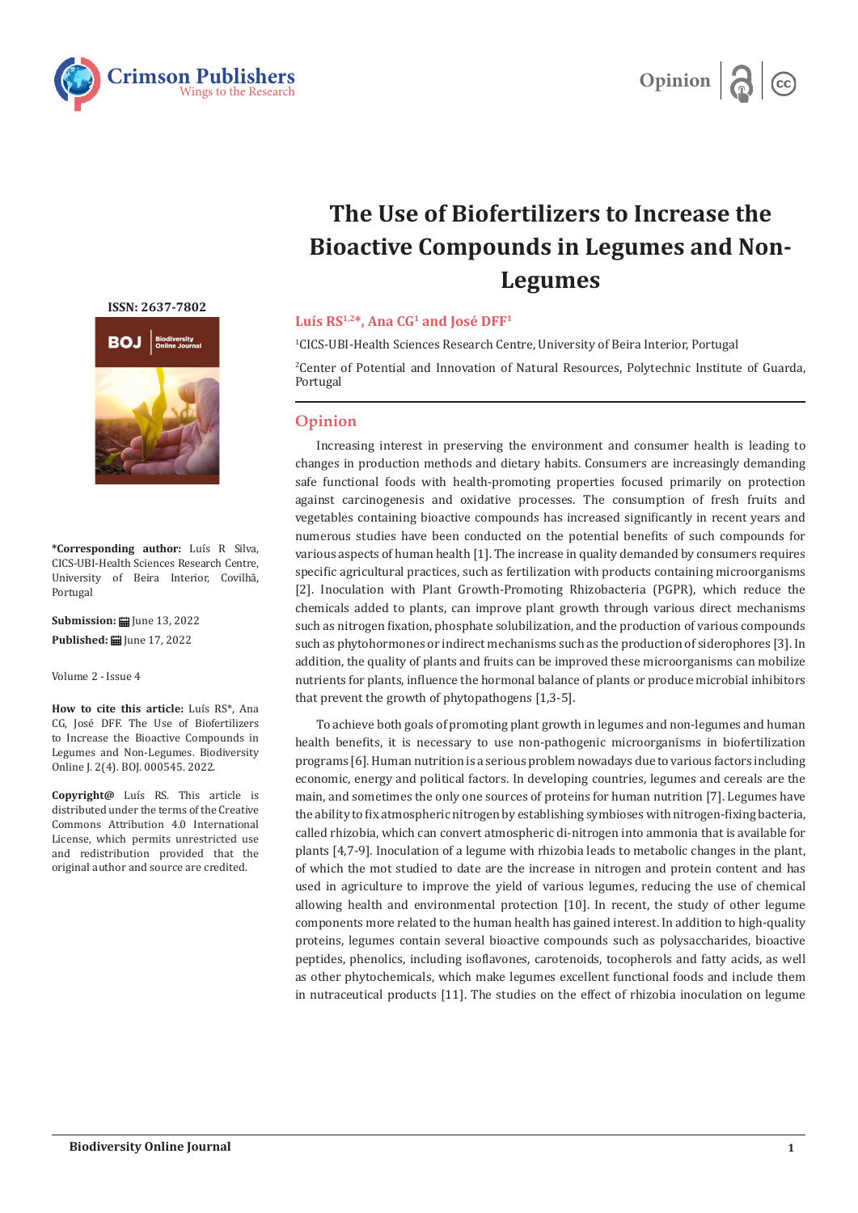Opinion

# The Use of Biofertilizers to Increase the Bioactive Compounds in Legumes and Non-Legumes

**Luís RS[1,2]*, Ana CG[1] and José DFF[1]**

[1]CICS-UBI-Health Sciences Research Centre, University of Beira Interior, Portugal

[2]Center of Potential and Innovation of Natural Resources, Polytechnic Institute of Guarda, Portugal

ISSN: 2637-7802

**\*Corresponding author:** Luís R Silva, CICS-UBI-Health Sciences Research Centre, University of Beira Interior, Covilhã, Portugal

**Submission:** June 13, 2022

**Published:** June 17, 2022

Volume 2 - Issue 4

**How to cite this article:** Luís RS*, Ana CG, José DFF. The Use of Biofertilizers to Increase the Bioactive Compounds in Legumes and Non-Legumes. Biodiversity Online J. 2(4). BOJ. 000545. 2022.

**Copyright@** Luís RS. This article is distributed under the terms of the Creative Commons Attribution 4.0 International License, which permits unrestricted use and redistribution provided that the original author and source are credited.

## Opinion

Increasing interest in preserving the environment and consumer health is leading to changes in production methods and dietary habits. Consumers are increasingly demanding safe functional foods with health-promoting properties focused primarily on protection against carcinogenesis and oxidative processes. The consumption of fresh fruits and vegetables containing bioactive compounds has increased significantly in recent years and numerous studies have been conducted on the potential benefits of such compounds for various aspects of human health [1]. The increase in quality demanded by consumers requires specific agricultural practices, such as fertilization with products containing microorganisms [2]. Inoculation with Plant Growth-Promoting Rhizobacteria (PGPR), which reduce the chemicals added to plants, can improve plant growth through various direct mechanisms such as nitrogen fixation, phosphate solubilization, and the production of various compounds such as phytohormones or indirect mechanisms such as the production of siderophores [3]. In addition, the quality of plants and fruits can be improved these microorganisms can mobilize nutrients for plants, influence the hormonal balance of plants or produce microbial inhibitors that prevent the growth of phytopathogens [1,3-5].

To achieve both goals of promoting plant growth in legumes and non-legumes and human health benefits, it is necessary to use non-pathogenic microorganisms in biofertilization programs [6]. Human nutrition is a serious problem nowadays due to various factors including economic, energy and political factors. In developing countries, legumes and cereals are the main, and sometimes the only one sources of proteins for human nutrition [7]. Legumes have the ability to fix atmospheric nitrogen by establishing symbioses with nitrogen-fixing bacteria, called rhizobia, which can convert atmospheric di-nitrogen into ammonia that is available for plants [4,7-9]. Inoculation of a legume with rhizobia leads to metabolic changes in the plant, of which the mot studied to date are the increase in nitrogen and protein content and has used in agriculture to improve the yield of various legumes, reducing the use of chemical allowing health and environmental protection [10]. In recent, the study of other legume components more related to the human health has gained interest. In addition to high-quality proteins, legumes contain several bioactive compounds such as polysaccharides, bioactive peptides, phenolics, including isoflavones, carotenoids, tocopherols and fatty acids, as well as other phytochemicals, which make legumes excellent functional foods and include them in nutraceutical products [11]. The studies on the effect of rhizobia inoculation on legume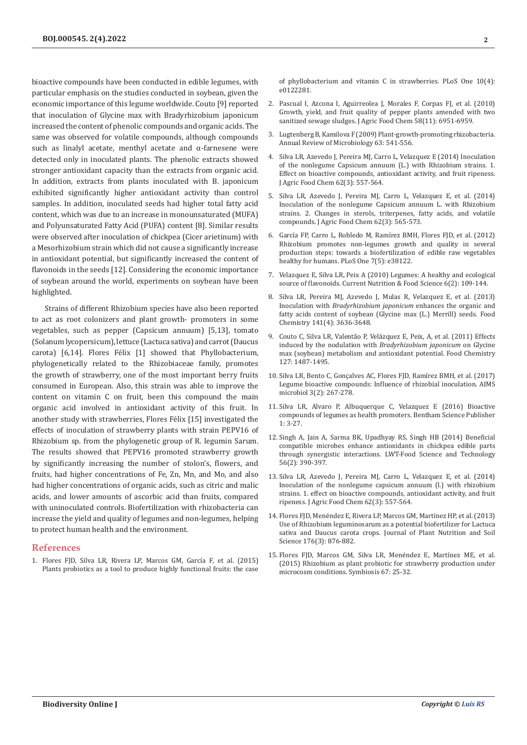bioactive compounds have been conducted in edible legumes, with particular emphasis on the studies conducted in soybean, given the economic importance of this legume worldwide. Couto [9] reported that inoculation of Glycine max with Bradyrhizobium japonicum increased the content of phenolic compounds and organic acids. The same was observed for volatile compounds, although compounds such as linalyl acetate, menthyl acetate and α-farnesene were detected only in inoculated plants. The phenolic extracts showed stronger antioxidant capacity than the extracts from organic acid. In addition, extracts from plants inoculated with B. japonicum exhibited significantly higher antioxidant activity than control samples. In addition, inoculated seeds had higher total fatty acid content, which was due to an increase in monounsaturated (MUFA) and Polyunsaturated Fatty Acid (PUFA) content [8]. Similar results were observed after inoculation of chickpea (Cicer arietinum) with a Mesorhizobium strain which did not cause a significantly increase in antioxidant potential, but significantly increased the content of flavonoids in the seeds [12]. Considering the economic importance of soybean around the world, experiments on soybean have been highlighted.

Strains of different Rhizobium species have also been reported to act as root colonizers and plant growth- promoters in some vegetables, such as pepper (Capsicum annuum) [5,13], tomato (Solanum lycopersicum), lettuce (Lactuca sativa) and carrot (Daucus carota) [6,14]. Flores Félix [1] showed that Phyllobacterium, phylogenetically related to the Rhizobiaceae family, promotes the growth of strawberry, one of the most important berry fruits consumed in European. Also, this strain was able to improve the content on vitamin C on fruit, been this compound the main organic acid involved in antioxidant activity of this fruit. In another study with strawberries, Flores Félix [15] investigated the effects of inoculation of strawberry plants with strain PEPV16 of Rhizobium sp. from the phylogenetic group of R. legumin Sarum. The results showed that PEPV16 promoted strawberry growth by significantly increasing the number of stolon's, flowers, and fruits, had higher concentrations of Fe, Zn, Mn, and Mo, and also had higher concentrations of organic acids, such as citric and malic acids, and lower amounts of ascorbic acid than fruits, compared with uninoculated controls. Biofertilization with rhizobacteria can increase the yield and quality of legumes and non-legumes, helping to protect human health and the environment.

## References

1. Flores FJD, Silva LR, Rivera LP, Marcos GM, García F, et al. (2015) Plants probiotics as a tool to produce highly functional fruits: the case of phyllobacterium and vitamin C in strawberries. PLoS One 10(4): e0122281.
2. Pascual I, Azcona I, Aguirreolea J, Morales F, Corpas FJ, et al. (2010) Growth, yield, and fruit quality of pepper plants amended with two sanitized sewage sludges. J Agric Food Chem 58(11): 6951-6959.
3. Lugtenberg B, Kamilova F (2009) Plant-growth-promoting rhizobacteria. Annual Review of Microbiology 63: 541-556.
4. Silva LR, Azevedo J, Pereira MJ, Carro L, Velazquez E (2014) Inoculation of the nonlegume Capsicum annuum (L.) with Rhizobium strains. 1. Effect on bioactive compounds, antioxidant activity, and fruit ripeness. J Agric Food Chem 62(3): 557-564.
5. Silva LR, Azevedo J, Pereira MJ, Carro L, Velazquez E, et al. (2014) Inoculation of the nonlegume Capsicum annuum L. with Rhizobium strains. 2. Changes in sterols, triterpenes, fatty acids, and volatile compounds. J Agric Food Chem 62(3): 565-573.
6. García FP, Carro L, Robledo M, Ramírez BMH, Flores FJD, et al. (2012) Rhizobium promotes non-legumes growth and quality in several production steps: towards a biofertilization of edible raw vegetables healthy for humans. PLoS One 7(5): e38122.
7. Velazquez E, Silva LR, Peix A (2010) Legumes: A healthy and ecological source of flavonoids. Current Nutrition & Food Science 6(2): 109-144.
8. Silva LR, Pereira MJ, Azevedo J, Mulas R, Velazquez E, et al. (2013) Inoculation with *Bradyrhizobium japonicum* enhances the organic and fatty acids content of soybean (Glycine max (L.) Merrill) seeds. Food Chemistry 141(4): 3636-3648.
9. Couto C, Silva LR, Valentão P, Velázquez E, Peix, A, et al. (2011) Effects induced by the nodulation with *Bradyrhizobium japonicum* on Glycine max (soybean) metabolism and antioxidant potential. Food Chemistry 127: 1487-1495.
10. Silva LR, Bento C, Gonçalves AC, Flores FJD, Ramírez BMH, et al. (2017) Legume bioactive compounds: Influence of rhizobial inoculation. AIMS microbiol 3(2): 267-278.
11. Silva LR, Alvaro P, Albuquerque C, Velazquez E (2016) Bioactive compounds of legumes as health promoters. Bentham Science Publisher 1: 3-27.
12. Singh A, Jain A, Sarma BK, Upadhyay RS, Singh HB (2014) Beneficial compatible microbes enhance antioxidants in chickpea edible parts through synergistic interactions. LWT-Food Science and Technology 56(2): 390-397.
13. Silva LR, Azevedo J, Pereira MJ, Carro L, Velazquez E, et al. (2014) Inoculation of the nonlegume capsicum annuum (l.) with rhizobium strains. 1. effect on bioactive compounds, antioxidant activity, and fruit ripeness. J Agric Food Chem 62(3): 557-564.
14. Flores FJD, Menéndez E, Rivera LP, Marcos GM, Martínez HP, et al. (2013) Use of Rhizobium leguminosarum as a potential biofertilizer for Lactuca sativa and Daucus carota crops. Journal of Plant Nutrition and Soil Science 176(3): 876-882.
15. Flores FJD, Marcos GM, Silva LR, Menéndez E, Martínez ME, et al. (2015) Rhizobium as plant probiotic for strawberry production under microcosm conditions. Symbiosis 67: 25-32.